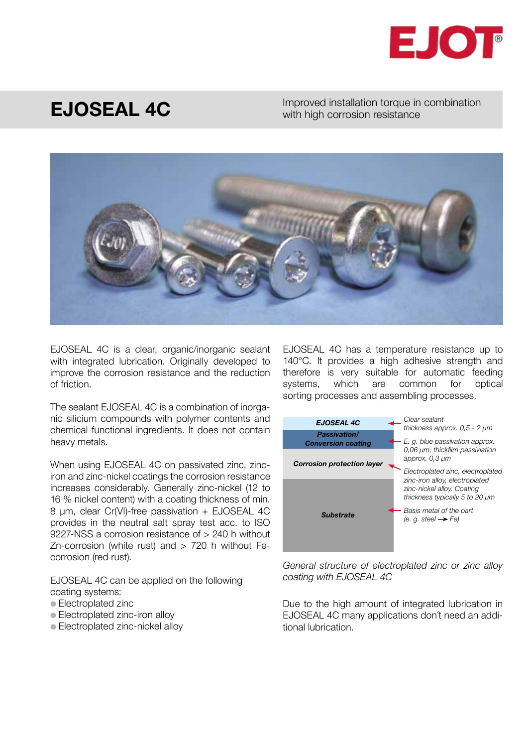# EJOSEAL 4C

Improved installation torque in combination with high corrosion resistance

EJOSEAL 4C is a clear, organic/inorganic sealant with integrated lubrication. Originally developed to improve the corrosion resistance and the reduction of friction.

The sealant EJOSEAL 4C is a combination of inorganic silicium compounds with polymer contents and chemical functional ingredients. It does not contain heavy metals.

When using EJOSEAL 4C on passivated zinc, zinc-iron and zinc-nickel coatings the corrosion resistance increases considerably. Generally zinc-nickel (12 to 16 % nickel content) with a coating thickness of min. 8 µm, clear Cr(VI)-free passivation + EJOSEAL 4C provides in the neutral salt spray test acc. to ISO 9227-NSS a corrosion resistance of > 240 h without Zn-corrosion (white rust) and > 720 h without Fe-corrosion (red rust).

EJOSEAL 4C can be applied on the following coating systems:

- Electroplated zinc
- Electroplated zinc-iron alloy
- Electroplated zinc-nickel alloy

EJOSEAL 4C has a temperature resistance up to 140°C. It provides a high adhesive strength and therefore is very suitable for automatic feeding systems, which are common for optical sorting processes and assembling processes.

| Layer | Description |
| --- | --- |
| ***EJOSEAL 4C*** | *Clear sealant thickness approx. 0,5 - 2 µm* |
| ***Passivation/ Conversion coating*** | *E. g. blue passivation approx. 0,06 µm; thickfilm passiviation approx. 0,3 µm* |
| ***Corrosion protection layer*** | *Electroplated zinc, electroplated zinc-iron alloy, electroplated zinc-nickel alloy. Coating thickness typically 5 to 20 µm* |
| ***Substrate*** | *Basis metal of the part (e. g. steel → Fe)* |

*General structure of electroplated zinc or zinc alloy coating with EJOSEAL 4C*

Due to the high amount of integrated lubrication in EJOSEAL 4C many applications don´t need an additional lubrication.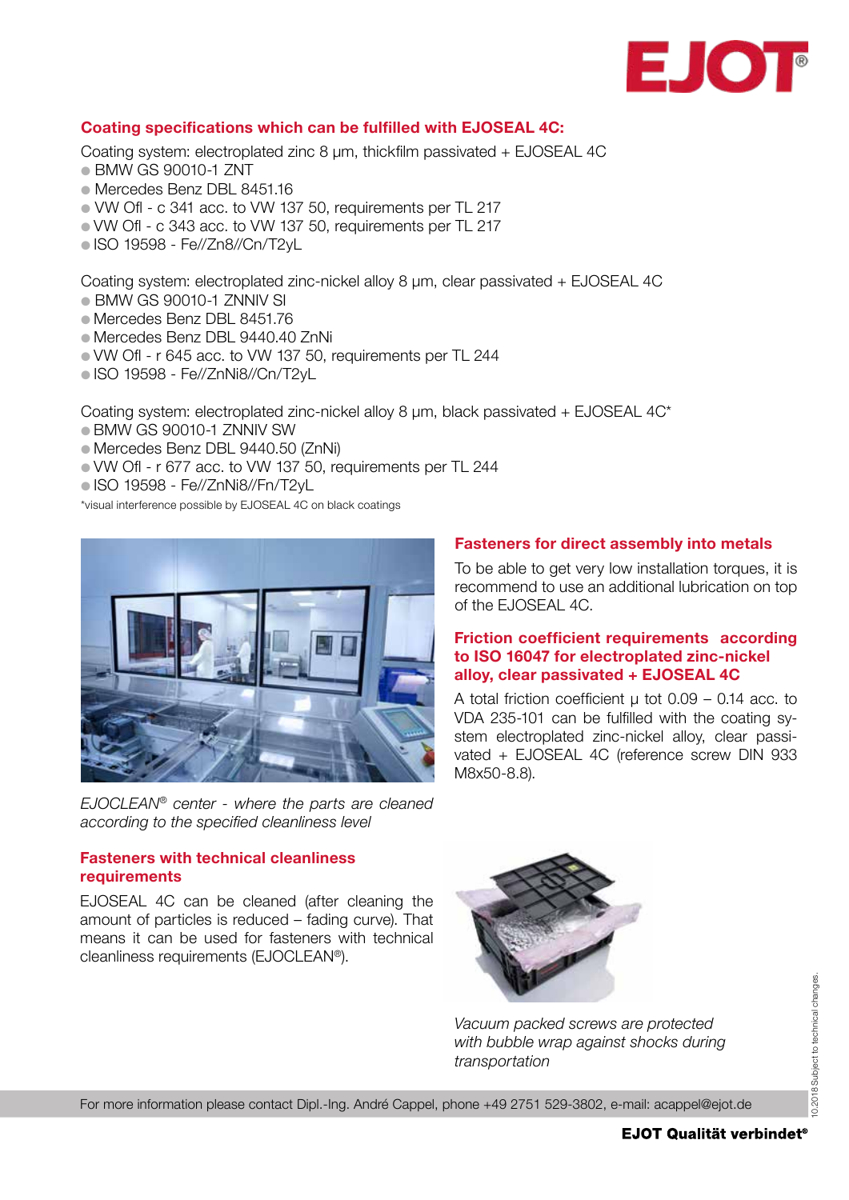## Coating specifications which can be fulfilled with EJOSEAL 4C:

Coating system: electroplated zinc 8 µm, thickfilm passivated + EJOSEAL 4C

- BMW GS 90010-1 ZNT
- Mercedes Benz DBL 8451.16
- VW Ofl - c 341 acc. to VW 137 50, requirements per TL 217
- VW Ofl - c 343 acc. to VW 137 50, requirements per TL 217
- ISO 19598 - Fe//Zn8//Cn/T2yL

Coating system: electroplated zinc-nickel alloy 8 µm, clear passivated + EJOSEAL 4C

- BMW GS 90010-1 ZNNIV SI
- Mercedes Benz DBL 8451.76
- Mercedes Benz DBL 9440.40 ZnNi
- VW Ofl - r 645 acc. to VW 137 50, requirements per TL 244
- ISO 19598 - Fe//ZnNi8//Cn/T2yL

Coating system: electroplated zinc-nickel alloy 8 µm, black passivated + EJOSEAL 4C*

- BMW GS 90010-1 ZNNIV SW
- Mercedes Benz DBL 9440.50 (ZnNi)
- VW Ofl - r 677 acc. to VW 137 50, requirements per TL 244
- ISO 19598 - Fe//ZnNi8//Fn/T2yL

*visual interference possible by EJOSEAL 4C on black coatings

*EJOCLEAN® center - where the parts are cleaned according to the specified cleanliness level*

### Fasteners with technical cleanliness requirements

EJOSEAL 4C can be cleaned (after cleaning the amount of particles is reduced – fading curve). That means it can be used for fasteners with technical cleanliness requirements (EJOCLEAN®).

### Fasteners for direct assembly into metals

To be able to get very low installation torques, it is recommend to use an additional lubrication on top of the EJOSEAL 4C.

### Friction coefficient requirements according to ISO 16047 for electroplated zinc-nickel alloy, clear passivated + EJOSEAL 4C

A total friction coefficient $\mu$ tot 0.09 – 0.14 acc. to VDA 235-101 can be fulfilled with the coating system electroplated zinc-nickel alloy, clear passivated + EJOSEAL 4C (reference screw DIN 933 M8x50-8.8).

*Vacuum packed screws are protected with bubble wrap against shocks during transportation*

For more information please contact Dipl.-Ing. André Cappel, phone +49 2751 529-3802, e-mail: acappel@ejot.de

10.2018 Subject to technical changes.